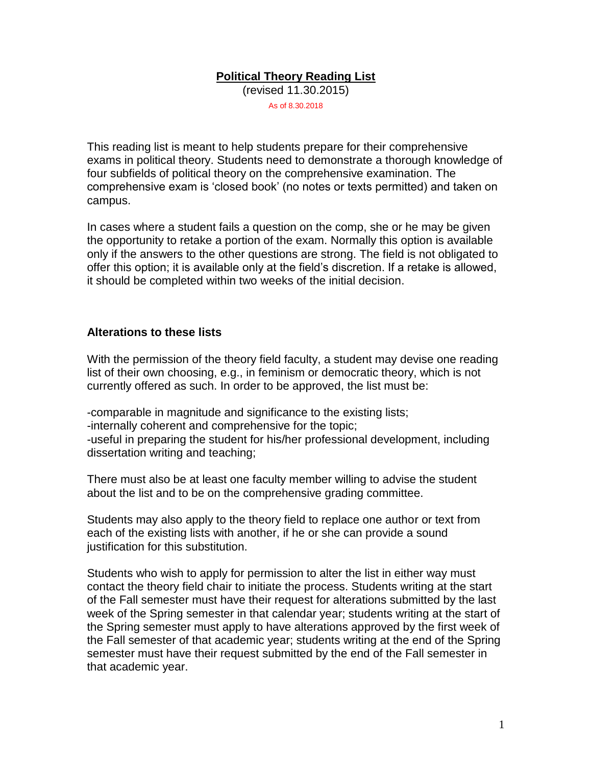# Political Theory Reading List

(revised 11.30.2015)

As of 8.30.2018

This reading list is meant to help students prepare for their comprehensive exams in political theory. Students need to demonstrate a thorough knowledge of four subfields of political theory on the comprehensive examination. The comprehensive exam is 'closed book' (no notes or texts permitted) and taken on campus.

In cases where a student fails a question on the comp, she or he may be given the opportunity to retake a portion of the exam. Normally this option is available only if the answers to the other questions are strong. The field is not obligated to offer this option; it is available only at the field's discretion. If a retake is allowed, it should be completed within two weeks of the initial decision.

## Alterations to these lists

With the permission of the theory field faculty, a student may devise one reading list of their own choosing, e.g., in feminism or democratic theory, which is not currently offered as such. In order to be approved, the list must be:

-comparable in magnitude and significance to the existing lists;
-internally coherent and comprehensive for the topic;
-useful in preparing the student for his/her professional development, including dissertation writing and teaching;

There must also be at least one faculty member willing to advise the student about the list and to be on the comprehensive grading committee.

Students may also apply to the theory field to replace one author or text from each of the existing lists with another, if he or she can provide a sound justification for this substitution.

Students who wish to apply for permission to alter the list in either way must contact the theory field chair to initiate the process. Students writing at the start of the Fall semester must have their request for alterations submitted by the last week of the Spring semester in that calendar year; students writing at the start of the Spring semester must apply to have alterations approved by the first week of the Fall semester of that academic year; students writing at the end of the Spring semester must have their request submitted by the end of the Fall semester in that academic year.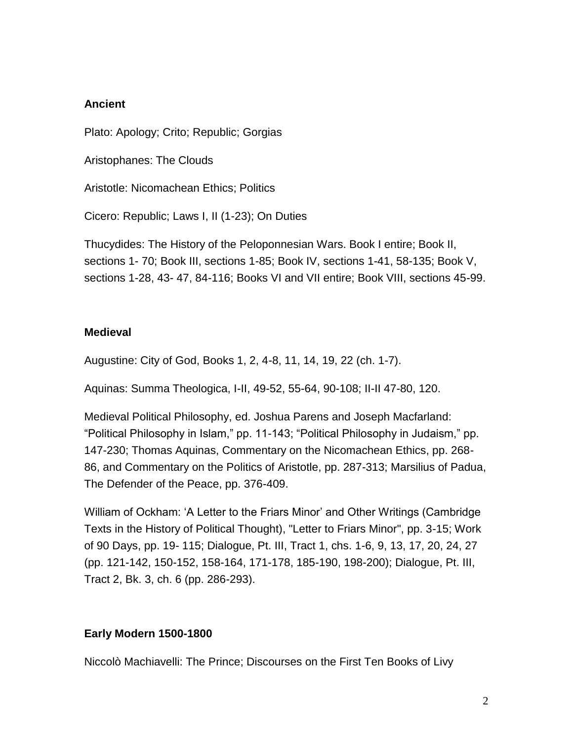## Ancient

Plato: Apology; Crito; Republic; Gorgias

Aristophanes: The Clouds

Aristotle: Nicomachean Ethics; Politics

Cicero: Republic; Laws I, II (1-23); On Duties

Thucydides: The History of the Peloponnesian Wars. Book I entire; Book II, sections 1- 70; Book III, sections 1-85; Book IV, sections 1-41, 58-135; Book V, sections 1-28, 43- 47, 84-116; Books VI and VII entire; Book VIII, sections 45-99.

## Medieval

Augustine: City of God, Books 1, 2, 4-8, 11, 14, 19, 22 (ch. 1-7).

Aquinas: Summa Theologica, I-II, 49-52, 55-64, 90-108; II-II 47-80, 120.

Medieval Political Philosophy, ed. Joshua Parens and Joseph Macfarland: “Political Philosophy in Islam,” pp. 11-143; “Political Philosophy in Judaism,” pp. 147-230; Thomas Aquinas, Commentary on the Nicomachean Ethics, pp. 268-86, and Commentary on the Politics of Aristotle, pp. 287-313; Marsilius of Padua, The Defender of the Peace, pp. 376-409.

William of Ockham: ‘A Letter to the Friars Minor’ and Other Writings (Cambridge Texts in the History of Political Thought), "Letter to Friars Minor", pp. 3-15; Work of 90 Days, pp. 19- 115; Dialogue, Pt. III, Tract 1, chs. 1-6, 9, 13, 17, 20, 24, 27 (pp. 121-142, 150-152, 158-164, 171-178, 185-190, 198-200); Dialogue, Pt. III, Tract 2, Bk. 3, ch. 6 (pp. 286-293).

## Early Modern 1500-1800

Niccolò Machiavelli: The Prince; Discourses on the First Ten Books of Livy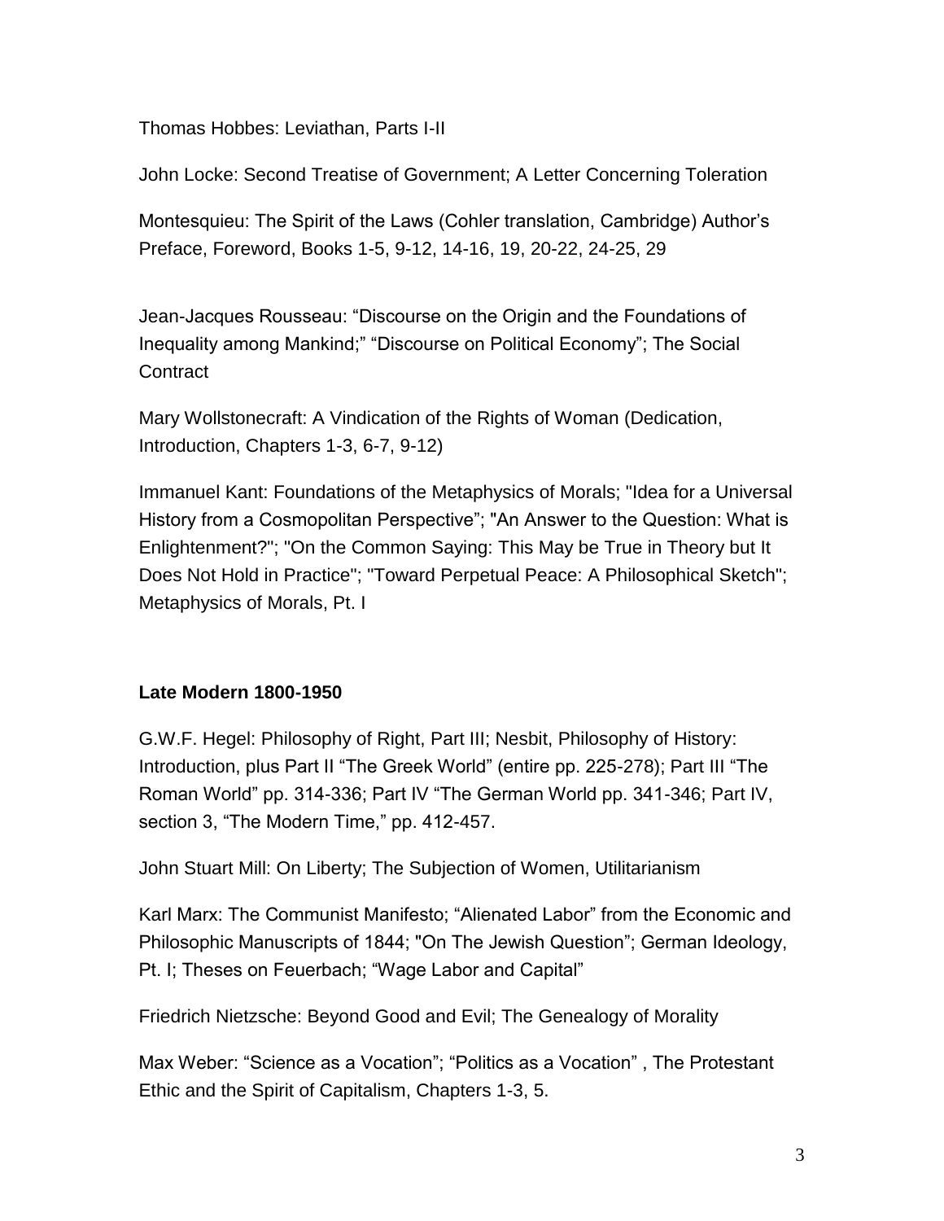Thomas Hobbes: Leviathan, Parts I-II

John Locke: Second Treatise of Government; A Letter Concerning Toleration

Montesquieu: The Spirit of the Laws (Cohler translation, Cambridge) Author's Preface, Foreword, Books 1-5, 9-12, 14-16, 19, 20-22, 24-25, 29

Jean-Jacques Rousseau: "Discourse on the Origin and the Foundations of Inequality among Mankind;" "Discourse on Political Economy"; The Social Contract

Mary Wollstonecraft: A Vindication of the Rights of Woman (Dedication, Introduction, Chapters 1-3, 6-7, 9-12)

Immanuel Kant: Foundations of the Metaphysics of Morals; "Idea for a Universal History from a Cosmopolitan Perspective"; "An Answer to the Question: What is Enlightenment?"; "On the Common Saying: This May be True in Theory but It Does Not Hold in Practice"; "Toward Perpetual Peace: A Philosophical Sketch"; Metaphysics of Morals, Pt. I

**Late Modern 1800-1950**

G.W.F. Hegel: Philosophy of Right, Part III; Nesbit, Philosophy of History: Introduction, plus Part II "The Greek World" (entire pp. 225-278); Part III "The Roman World" pp. 314-336; Part IV "The German World pp. 341-346; Part IV, section 3, "The Modern Time," pp. 412-457.

John Stuart Mill: On Liberty; The Subjection of Women, Utilitarianism

Karl Marx: The Communist Manifesto; "Alienated Labor" from the Economic and Philosophic Manuscripts of 1844; "On The Jewish Question"; German Ideology, Pt. I; Theses on Feuerbach; "Wage Labor and Capital"

Friedrich Nietzsche: Beyond Good and Evil; The Genealogy of Morality

Max Weber: "Science as a Vocation"; "Politics as a Vocation" , The Protestant Ethic and the Spirit of Capitalism, Chapters 1-3, 5.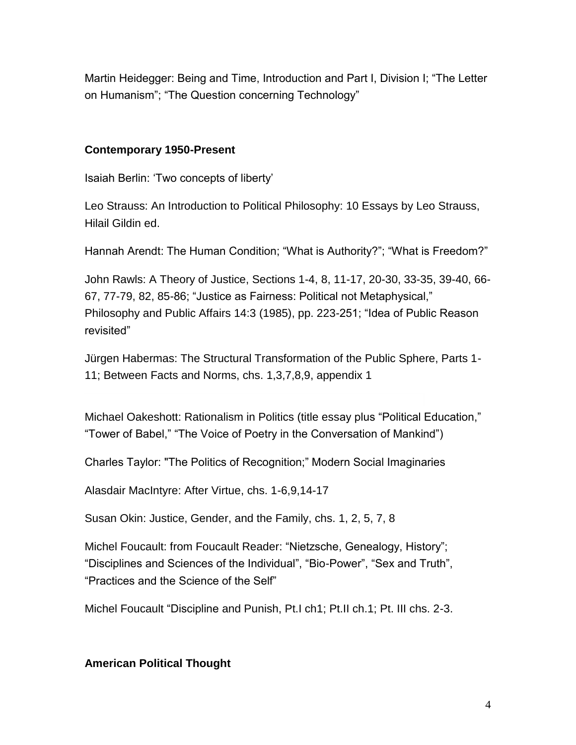Martin Heidegger: Being and Time, Introduction and Part I, Division I; "The Letter on Humanism"; "The Question concerning Technology"

**Contemporary 1950-Present**

Isaiah Berlin: 'Two concepts of liberty'

Leo Strauss: An Introduction to Political Philosophy: 10 Essays by Leo Strauss, Hilail Gildin ed.

Hannah Arendt: The Human Condition; "What is Authority?"; "What is Freedom?"

John Rawls: A Theory of Justice, Sections 1-4, 8, 11-17, 20-30, 33-35, 39-40, 66-67, 77-79, 82, 85-86; "Justice as Fairness: Political not Metaphysical," Philosophy and Public Affairs 14:3 (1985), pp. 223-251; "Idea of Public Reason revisited"

Jürgen Habermas: The Structural Transformation of the Public Sphere, Parts 1-11; Between Facts and Norms, chs. 1,3,7,8,9, appendix 1

Michael Oakeshott: Rationalism in Politics (title essay plus "Political Education," "Tower of Babel," "The Voice of Poetry in the Conversation of Mankind")

Charles Taylor: "The Politics of Recognition;" Modern Social Imaginaries

Alasdair MacIntyre: After Virtue, chs. 1-6,9,14-17

Susan Okin: Justice, Gender, and the Family, chs. 1, 2, 5, 7, 8

Michel Foucault: from Foucault Reader: "Nietzsche, Genealogy, History"; "Disciplines and Sciences of the Individual", "Bio-Power", "Sex and Truth", "Practices and the Science of the Self"

Michel Foucault "Discipline and Punish, Pt.I ch1; Pt.II ch.1; Pt. III chs. 2-3.

**American Political Thought**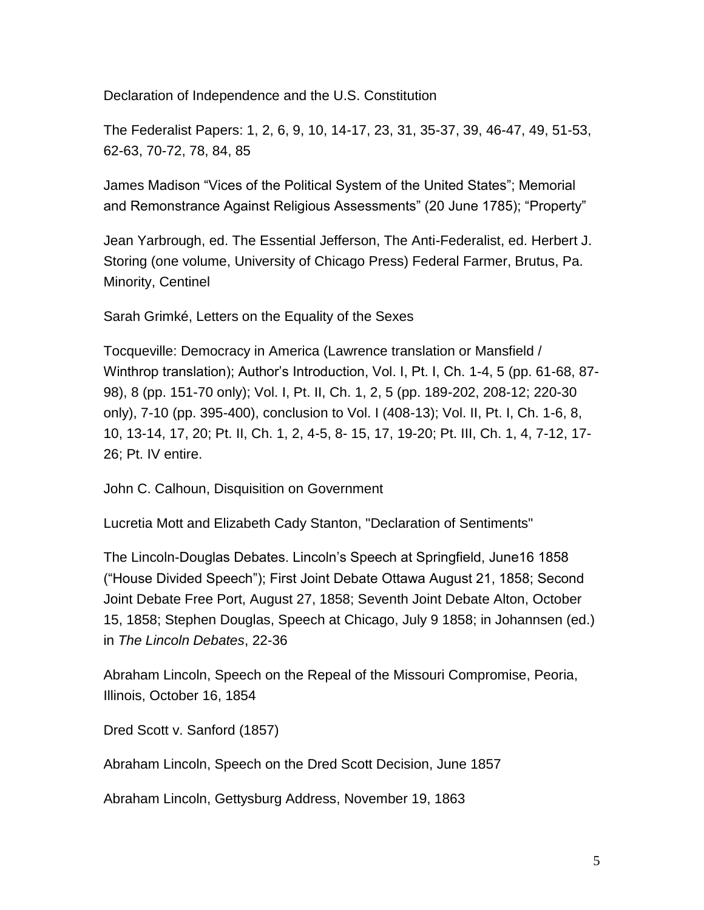Declaration of Independence and the U.S. Constitution

The Federalist Papers: 1, 2, 6, 9, 10, 14-17, 23, 31, 35-37, 39, 46-47, 49, 51-53, 62-63, 70-72, 78, 84, 85

James Madison "Vices of the Political System of the United States"; Memorial and Remonstrance Against Religious Assessments" (20 June 1785); "Property"

Jean Yarbrough, ed. The Essential Jefferson, The Anti-Federalist, ed. Herbert J. Storing (one volume, University of Chicago Press) Federal Farmer, Brutus, Pa. Minority, Centinel

Sarah Grimké, Letters on the Equality of the Sexes

Tocqueville: Democracy in America (Lawrence translation or Mansfield / Winthrop translation); Author's Introduction, Vol. I, Pt. I, Ch. 1-4, 5 (pp. 61-68, 87-98), 8 (pp. 151-70 only); Vol. I, Pt. II, Ch. 1, 2, 5 (pp. 189-202, 208-12; 220-30 only), 7-10 (pp. 395-400), conclusion to Vol. I (408-13); Vol. II, Pt. I, Ch. 1-6, 8, 10, 13-14, 17, 20; Pt. II, Ch. 1, 2, 4-5, 8- 15, 17, 19-20; Pt. III, Ch. 1, 4, 7-12, 17-26; Pt. IV entire.

John C. Calhoun, Disquisition on Government

Lucretia Mott and Elizabeth Cady Stanton, "Declaration of Sentiments"

The Lincoln-Douglas Debates. Lincoln's Speech at Springfield, June16 1858 ("House Divided Speech"); First Joint Debate Ottawa August 21, 1858; Second Joint Debate Free Port, August 27, 1858; Seventh Joint Debate Alton, October 15, 1858; Stephen Douglas, Speech at Chicago, July 9 1858; in Johannsen (ed.) in *The Lincoln Debates*, 22-36

Abraham Lincoln, Speech on the Repeal of the Missouri Compromise, Peoria, Illinois, October 16, 1854

Dred Scott v. Sanford (1857)

Abraham Lincoln, Speech on the Dred Scott Decision, June 1857

Abraham Lincoln, Gettysburg Address, November 19, 1863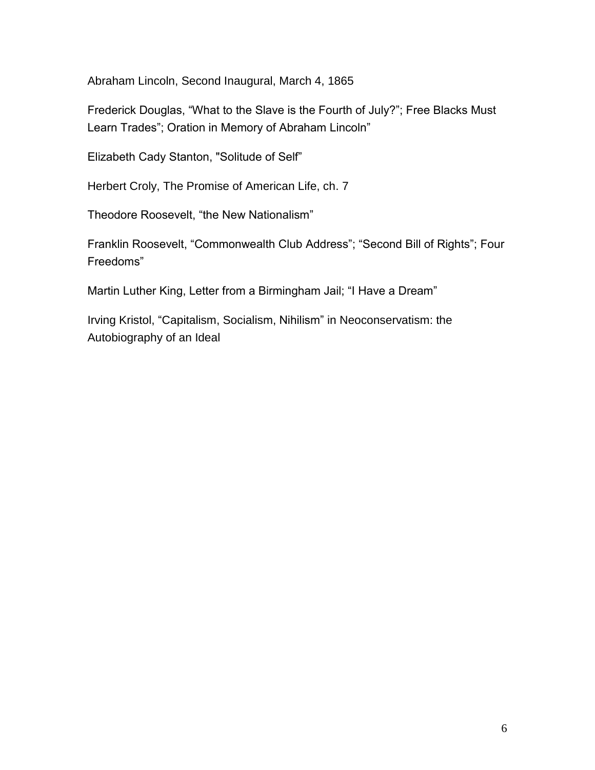Abraham Lincoln, Second Inaugural, March 4, 1865

Frederick Douglas, “What to the Slave is the Fourth of July?”; Free Blacks Must Learn Trades”; Oration in Memory of Abraham Lincoln”

Elizabeth Cady Stanton, "Solitude of Self”

Herbert Croly, The Promise of American Life, ch. 7

Theodore Roosevelt, “the New Nationalism”

Franklin Roosevelt, “Commonwealth Club Address”; “Second Bill of Rights”; Four Freedoms”

Martin Luther King, Letter from a Birmingham Jail; “I Have a Dream”

Irving Kristol, “Capitalism, Socialism, Nihilism” in Neoconservatism: the Autobiography of an Ideal